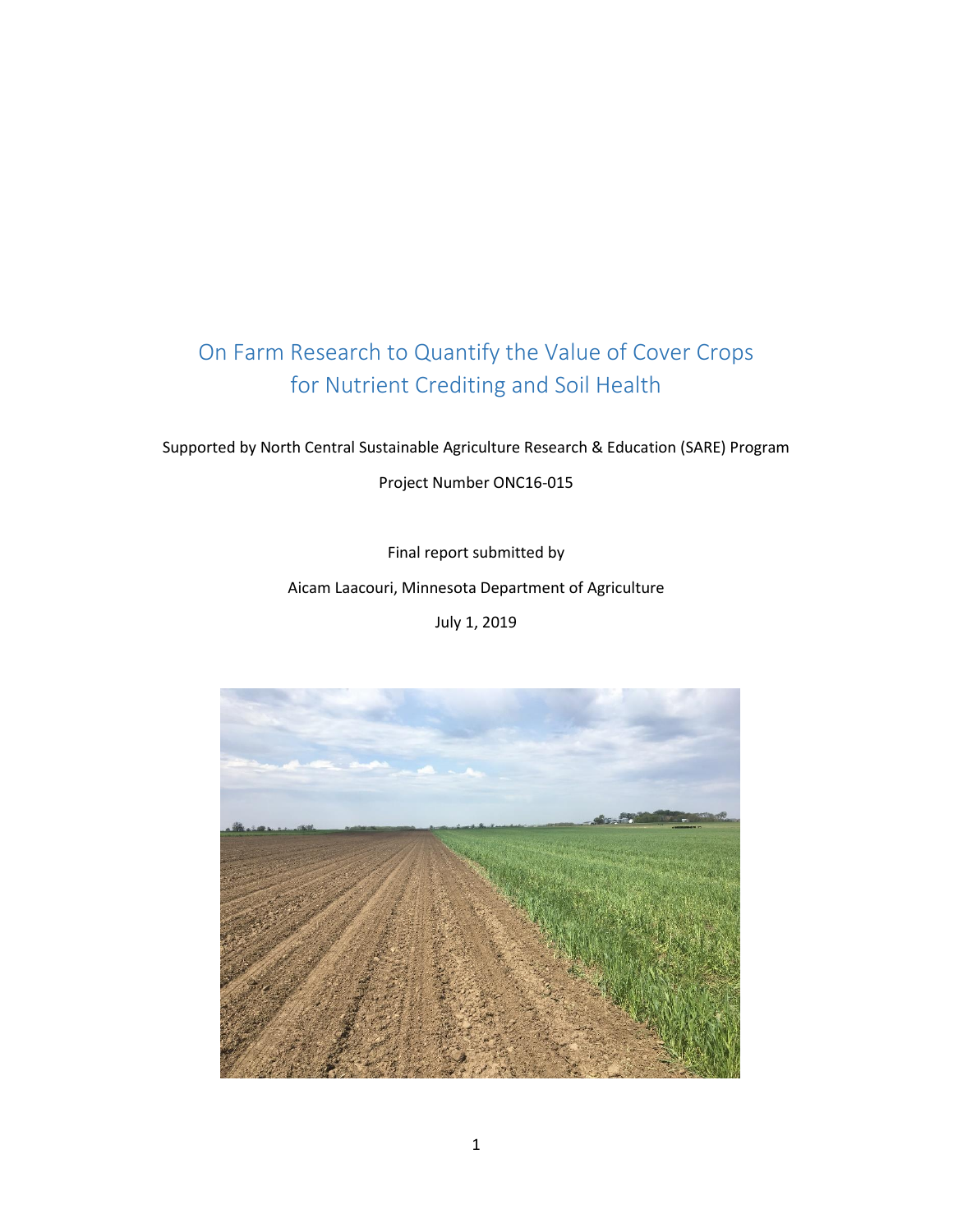# On Farm Research to Quantify the Value of Cover Crops for Nutrient Crediting and Soil Health

Supported by North Central Sustainable Agriculture Research & Education (SARE) Program

Project Number ONC16-015

Final report submitted by

Aicam Laacouri, Minnesota Department of Agriculture

July 1, 2019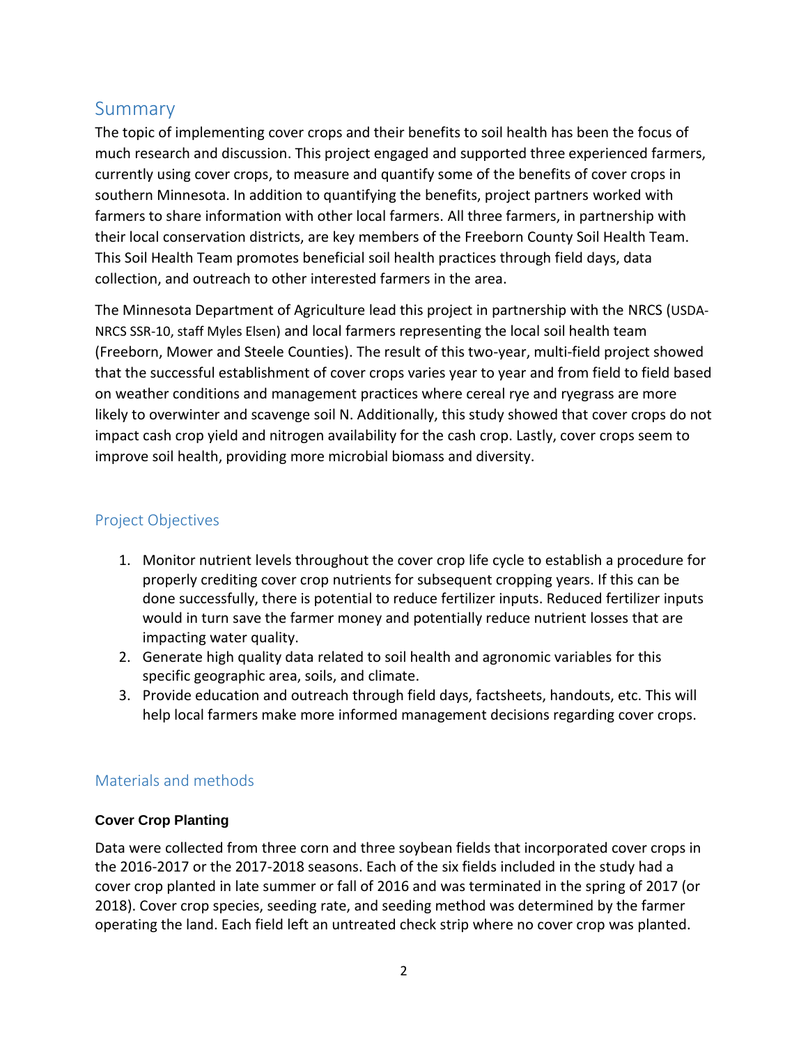## Summary

The topic of implementing cover crops and their benefits to soil health has been the focus of much research and discussion. This project engaged and supported three experienced farmers, currently using cover crops, to measure and quantify some of the benefits of cover crops in southern Minnesota. In addition to quantifying the benefits, project partners worked with farmers to share information with other local farmers. All three farmers, in partnership with their local conservation districts, are key members of the Freeborn County Soil Health Team. This Soil Health Team promotes beneficial soil health practices through field days, data collection, and outreach to other interested farmers in the area.

The Minnesota Department of Agriculture lead this project in partnership with the NRCS (USDA-NRCS SSR-10, staff Myles Elsen) and local farmers representing the local soil health team (Freeborn, Mower and Steele Counties). The result of this two-year, multi-field project showed that the successful establishment of cover crops varies year to year and from field to field based on weather conditions and management practices where cereal rye and ryegrass are more likely to overwinter and scavenge soil N. Additionally, this study showed that cover crops do not impact cash crop yield and nitrogen availability for the cash crop. Lastly, cover crops seem to improve soil health, providing more microbial biomass and diversity.

### Project Objectives

1. Monitor nutrient levels throughout the cover crop life cycle to establish a procedure for properly crediting cover crop nutrients for subsequent cropping years. If this can be done successfully, there is potential to reduce fertilizer inputs. Reduced fertilizer inputs would in turn save the farmer money and potentially reduce nutrient losses that are impacting water quality.
2. Generate high quality data related to soil health and agronomic variables for this specific geographic area, soils, and climate.
3. Provide education and outreach through field days, factsheets, handouts, etc. This will help local farmers make more informed management decisions regarding cover crops.

### Materials and methods

**Cover Crop Planting**

Data were collected from three corn and three soybean fields that incorporated cover crops in the 2016-2017 or the 2017-2018 seasons. Each of the six fields included in the study had a cover crop planted in late summer or fall of 2016 and was terminated in the spring of 2017 (or 2018). Cover crop species, seeding rate, and seeding method was determined by the farmer operating the land. Each field left an untreated check strip where no cover crop was planted.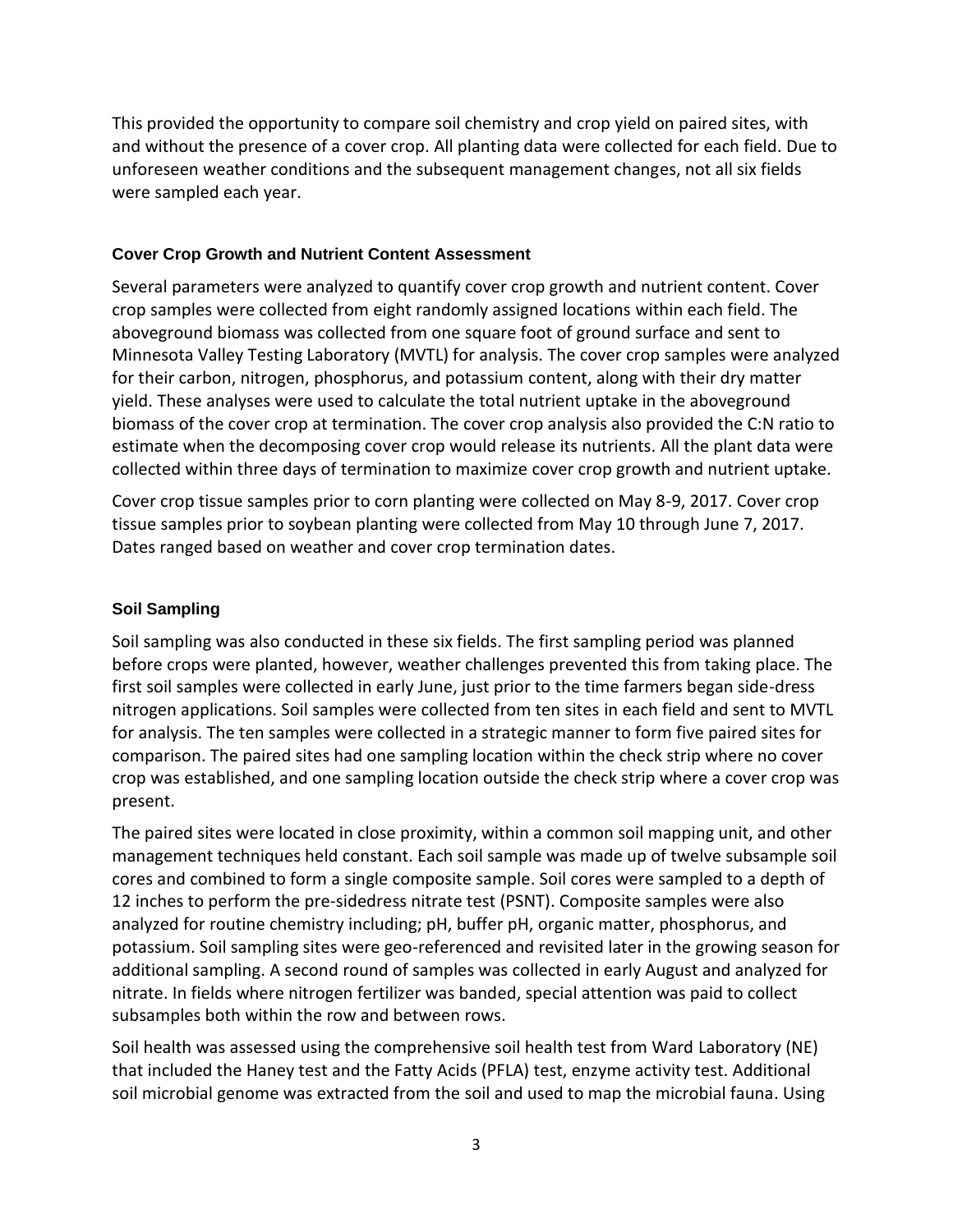This provided the opportunity to compare soil chemistry and crop yield on paired sites, with and without the presence of a cover crop. All planting data were collected for each field. Due to unforeseen weather conditions and the subsequent management changes, not all six fields were sampled each year.

### Cover Crop Growth and Nutrient Content Assessment

Several parameters were analyzed to quantify cover crop growth and nutrient content. Cover crop samples were collected from eight randomly assigned locations within each field. The aboveground biomass was collected from one square foot of ground surface and sent to Minnesota Valley Testing Laboratory (MVTL) for analysis. The cover crop samples were analyzed for their carbon, nitrogen, phosphorus, and potassium content, along with their dry matter yield. These analyses were used to calculate the total nutrient uptake in the aboveground biomass of the cover crop at termination. The cover crop analysis also provided the C:N ratio to estimate when the decomposing cover crop would release its nutrients. All the plant data were collected within three days of termination to maximize cover crop growth and nutrient uptake.

Cover crop tissue samples prior to corn planting were collected on May 8-9, 2017. Cover crop tissue samples prior to soybean planting were collected from May 10 through June 7, 2017. Dates ranged based on weather and cover crop termination dates.

### Soil Sampling

Soil sampling was also conducted in these six fields. The first sampling period was planned before crops were planted, however, weather challenges prevented this from taking place. The first soil samples were collected in early June, just prior to the time farmers began side-dress nitrogen applications. Soil samples were collected from ten sites in each field and sent to MVTL for analysis. The ten samples were collected in a strategic manner to form five paired sites for comparison. The paired sites had one sampling location within the check strip where no cover crop was established, and one sampling location outside the check strip where a cover crop was present.

The paired sites were located in close proximity, within a common soil mapping unit, and other management techniques held constant. Each soil sample was made up of twelve subsample soil cores and combined to form a single composite sample. Soil cores were sampled to a depth of 12 inches to perform the pre-sidedress nitrate test (PSNT). Composite samples were also analyzed for routine chemistry including; pH, buffer pH, organic matter, phosphorus, and potassium. Soil sampling sites were geo-referenced and revisited later in the growing season for additional sampling. A second round of samples was collected in early August and analyzed for nitrate. In fields where nitrogen fertilizer was banded, special attention was paid to collect subsamples both within the row and between rows.

Soil health was assessed using the comprehensive soil health test from Ward Laboratory (NE) that included the Haney test and the Fatty Acids (PFLA) test, enzyme activity test. Additional soil microbial genome was extracted from the soil and used to map the microbial fauna. Using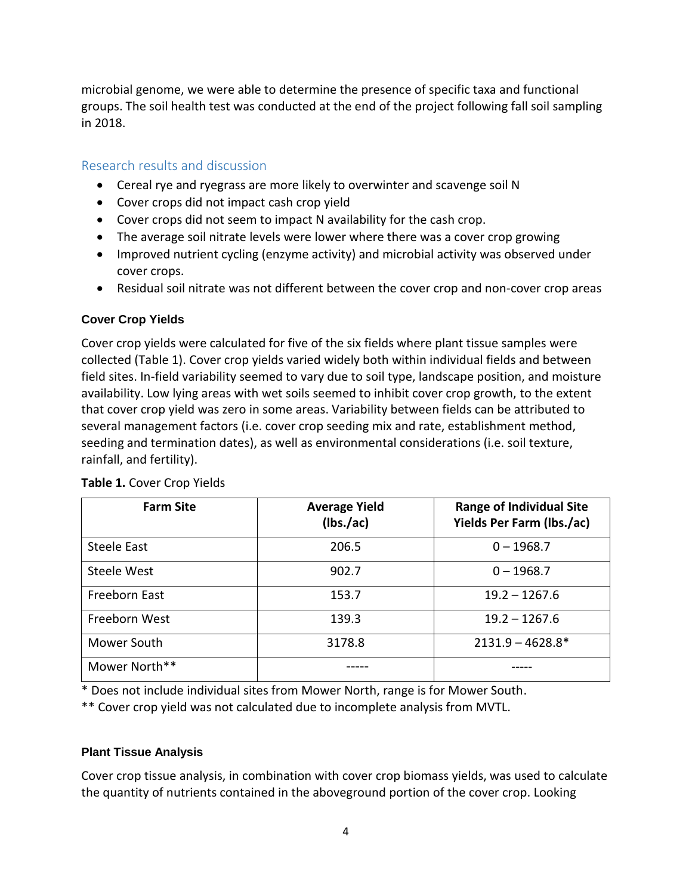microbial genome, we were able to determine the presence of specific taxa and functional groups. The soil health test was conducted at the end of the project following fall soil sampling in 2018.

## Research results and discussion

- Cereal rye and ryegrass are more likely to overwinter and scavenge soil N
- Cover crops did not impact cash crop yield
- Cover crops did not seem to impact N availability for the cash crop.
- The average soil nitrate levels were lower where there was a cover crop growing
- Improved nutrient cycling (enzyme activity) and microbial activity was observed under cover crops.
- Residual soil nitrate was not different between the cover crop and non-cover crop areas

### Cover Crop Yields

Cover crop yields were calculated for five of the six fields where plant tissue samples were collected (Table 1). Cover crop yields varied widely both within individual fields and between field sites. In-field variability seemed to vary due to soil type, landscape position, and moisture availability. Low lying areas with wet soils seemed to inhibit cover crop growth, to the extent that cover crop yield was zero in some areas. Variability between fields can be attributed to several management factors (i.e. cover crop seeding mix and rate, establishment method, seeding and termination dates), as well as environmental considerations (i.e. soil texture, rainfall, and fertility).

**Table 1.** Cover Crop Yields

| Farm Site | Average Yield (lbs./ac) | Range of Individual Site Yields Per Farm (lbs./ac) |
|---|---|---|
| Steele East | 206.5 | 0 – 1968.7 |
| Steele West | 902.7 | 0 – 1968.7 |
| Freeborn East | 153.7 | 19.2 – 1267.6 |
| Freeborn West | 139.3 | 19.2 – 1267.6 |
| Mower South | 3178.8 | 2131.9 – 4628.8* |
| Mower North** | ----- | ----- |

* Does not include individual sites from Mower North, range is for Mower South.

** Cover crop yield was not calculated due to incomplete analysis from MVTL.

### Plant Tissue Analysis

Cover crop tissue analysis, in combination with cover crop biomass yields, was used to calculate the quantity of nutrients contained in the aboveground portion of the cover crop. Looking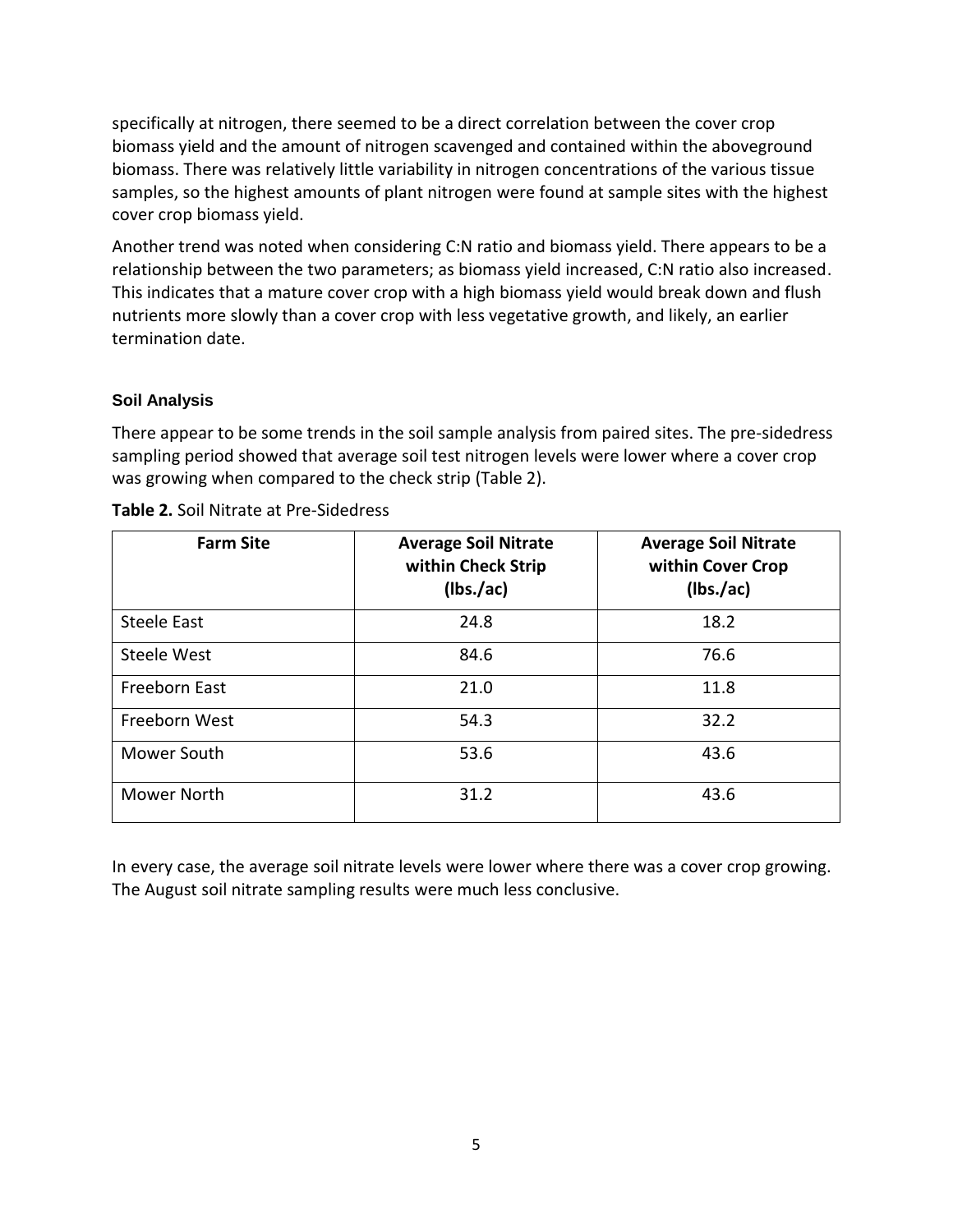specifically at nitrogen, there seemed to be a direct correlation between the cover crop biomass yield and the amount of nitrogen scavenged and contained within the aboveground biomass. There was relatively little variability in nitrogen concentrations of the various tissue samples, so the highest amounts of plant nitrogen were found at sample sites with the highest cover crop biomass yield.

Another trend was noted when considering C:N ratio and biomass yield. There appears to be a relationship between the two parameters; as biomass yield increased, C:N ratio also increased. This indicates that a mature cover crop with a high biomass yield would break down and flush nutrients more slowly than a cover crop with less vegetative growth, and likely, an earlier termination date.

### Soil Analysis

There appear to be some trends in the soil sample analysis from paired sites. The pre-sidedress sampling period showed that average soil test nitrogen levels were lower where a cover crop was growing when compared to the check strip (Table 2).

**Table 2.** Soil Nitrate at Pre-Sidedress

| Farm Site | Average Soil Nitrate within Check Strip (lbs./ac) | Average Soil Nitrate within Cover Crop (lbs./ac) |
|---|---|---|
| Steele East | 24.8 | 18.2 |
| Steele West | 84.6 | 76.6 |
| Freeborn East | 21.0 | 11.8 |
| Freeborn West | 54.3 | 32.2 |
| Mower South | 53.6 | 43.6 |
| Mower North | 31.2 | 43.6 |

In every case, the average soil nitrate levels were lower where there was a cover crop growing. The August soil nitrate sampling results were much less conclusive.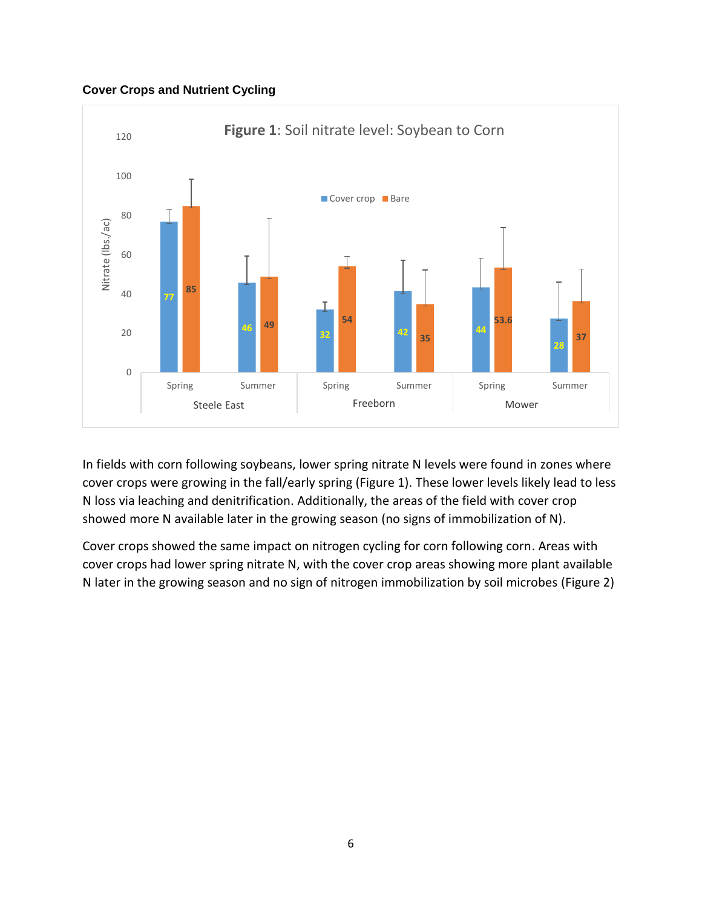### Cover Crops and Nutrient Cycling

**Figure 1**: Soil nitrate level: Soybean to Corn

| Location | Season | Cover crop | Bare |
|---|---|---|---|
| Steele East | Spring | 77 | 85 |
| Steele East | Summer | 46 | 49 |
| Freeborn | Spring | 32 | 54 |
| Freeborn | Summer | 42 | 35 |
| Mower | Spring | 44 | 53.6 |
| Mower | Summer | 28 | 37 |

In fields with corn following soybeans, lower spring nitrate N levels were found in zones where cover crops were growing in the fall/early spring (Figure 1). These lower levels likely lead to less N loss via leaching and denitrification. Additionally, the areas of the field with cover crop showed more N available later in the growing season (no signs of immobilization of N).

Cover crops showed the same impact on nitrogen cycling for corn following corn. Areas with cover crops had lower spring nitrate N, with the cover crop areas showing more plant available N later in the growing season and no sign of nitrogen immobilization by soil microbes (Figure 2)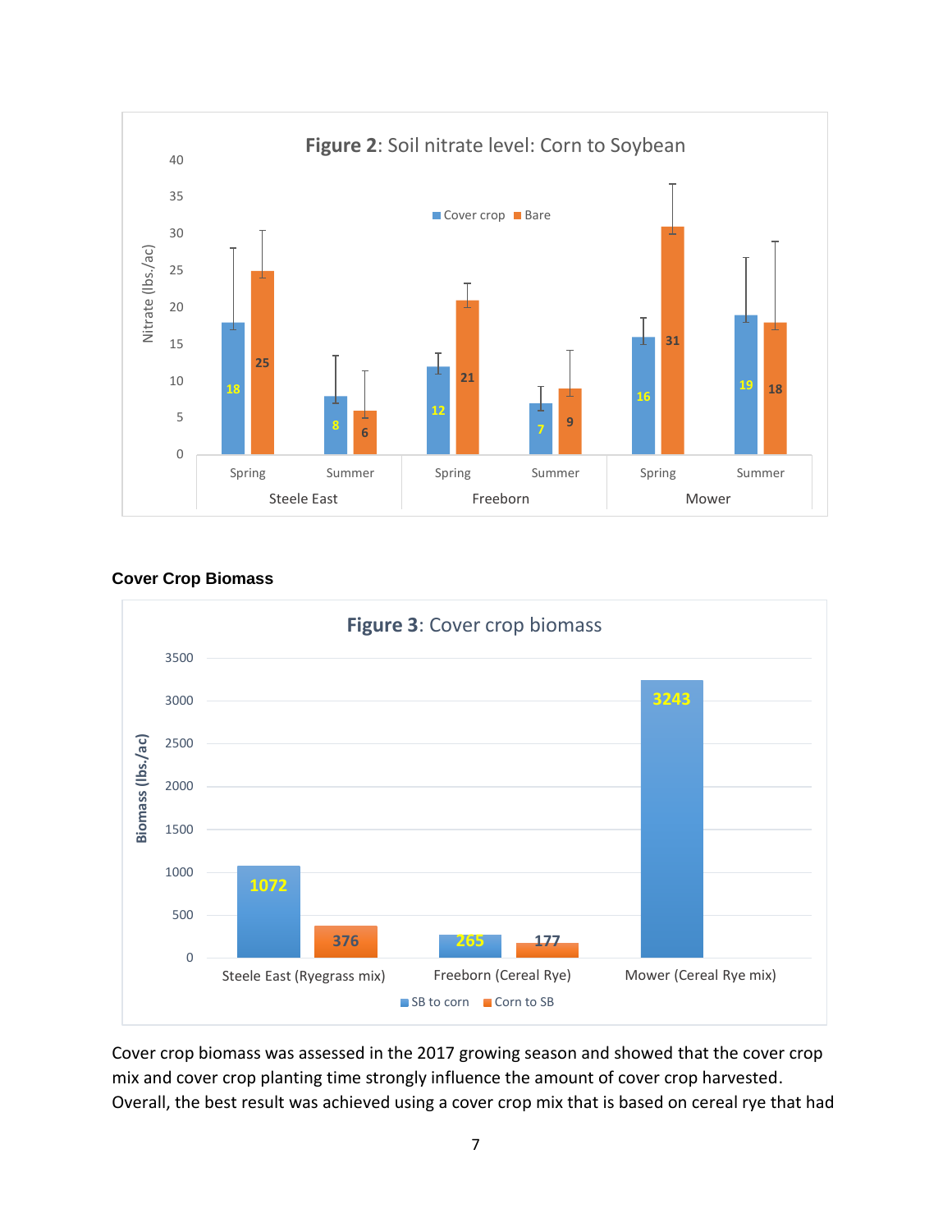**Figure 2**: Soil nitrate level: Corn to Soybean

| Site | Season | Cover crop (Nitrate, lbs./ac) | Bare (Nitrate, lbs./ac) |
|---|---|---|---|
| Steele East | Spring | 18 | 25 |
| Steele East | Summer | 8 | 6 |
| Freeborn | Spring | 12 | 21 |
| Freeborn | Summer | 7 | 9 |
| Mower | Spring | 16 | 31 |
| Mower | Summer | 19 | 18 |

## Cover Crop Biomass

**Figure 3**: Cover crop biomass

| Site | SB to corn (Biomass, lbs./ac) | Corn to SB (Biomass, lbs./ac) |
|---|---|---|
| Steele East (Ryegrass mix) | 1072 | 376 |
| Freeborn (Cereal Rye) | 265 | 177 |
| Mower (Cereal Rye mix) | 3243 | |

Cover crop biomass was assessed in the 2017 growing season and showed that the cover crop mix and cover crop planting time strongly influence the amount of cover crop harvested. Overall, the best result was achieved using a cover crop mix that is based on cereal rye that had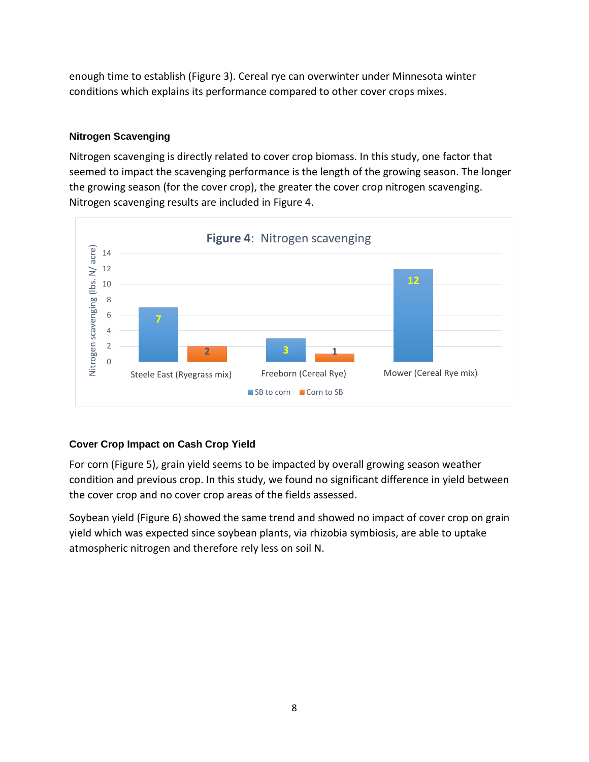enough time to establish (Figure 3). Cereal rye can overwinter under Minnesota winter conditions which explains its performance compared to other cover crops mixes.

### Nitrogen Scavenging

Nitrogen scavenging is directly related to cover crop biomass. In this study, one factor that seemed to impact the scavenging performance is the length of the growing season. The longer the growing season (for the cover crop), the greater the cover crop nitrogen scavenging. Nitrogen scavenging results are included in Figure 4.

**Figure 4**: Nitrogen scavenging

| Site | SB to corn (lbs. N/ acre) | Corn to SB (lbs. N/ acre) |
|---|---|---|
| Steele East (Ryegrass mix) | 7 | 2 |
| Freeborn (Cereal Rye) | 3 | 1 |
| Mower (Cereal Rye mix) | 12 | |

### Cover Crop Impact on Cash Crop Yield

For corn (Figure 5), grain yield seems to be impacted by overall growing season weather condition and previous crop. In this study, we found no significant difference in yield between the cover crop and no cover crop areas of the fields assessed.

Soybean yield (Figure 6) showed the same trend and showed no impact of cover crop on grain yield which was expected since soybean plants, via rhizobia symbiosis, are able to uptake atmospheric nitrogen and therefore rely less on soil N.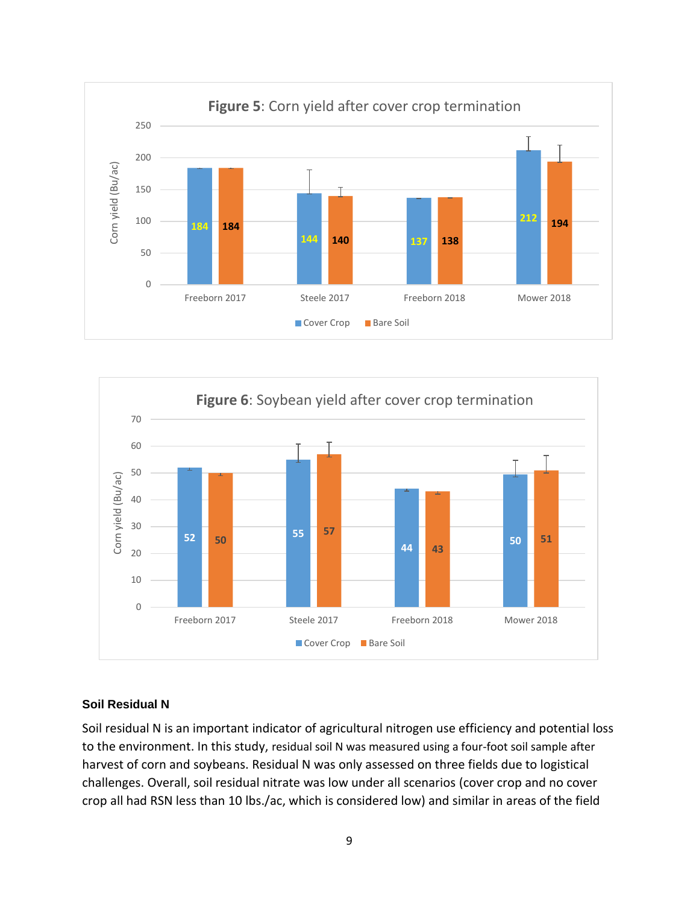**Figure 5**: Corn yield after cover crop termination

| | Cover Crop | Bare Soil |
|---|---|---|
| Freeborn 2017 | 184 | 184 |
| Steele 2017 | 144 | 140 |
| Freeborn 2018 | 137 | 138 |
| Mower 2018 | 212 | 194 |

Corn yield (Bu/ac)

**Figure 6**: Soybean yield after cover crop termination

| | Cover Crop | Bare Soil |
|---|---|---|
| Freeborn 2017 | 52 | 50 |
| Steele 2017 | 55 | 57 |
| Freeborn 2018 | 44 | 43 |
| Mower 2018 | 50 | 51 |

Corn yield (Bu/ac)

### Soil Residual N

Soil residual N is an important indicator of agricultural nitrogen use efficiency and potential loss to the environment. In this study, residual soil N was measured using a four-foot soil sample after harvest of corn and soybeans. Residual N was only assessed on three fields due to logistical challenges. Overall, soil residual nitrate was low under all scenarios (cover crop and no cover crop all had RSN less than 10 lbs./ac, which is considered low) and similar in areas of the field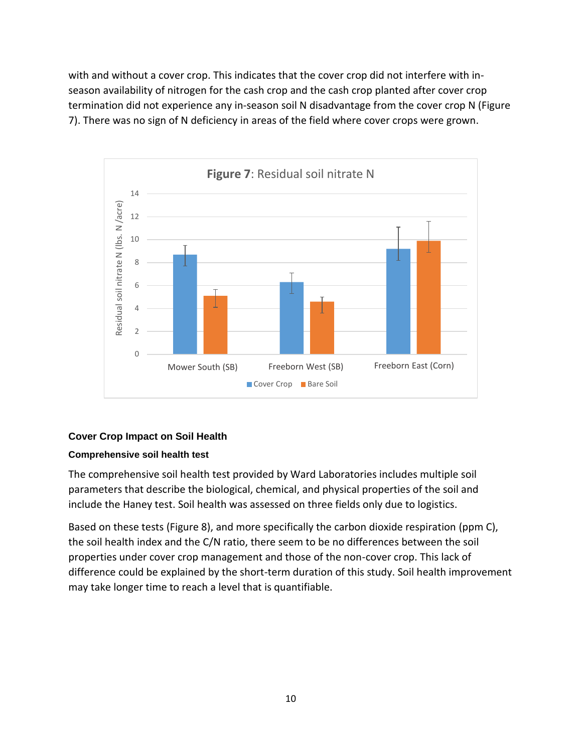with and without a cover crop. This indicates that the cover crop did not interfere with in-season availability of nitrogen for the cash crop and the cash crop planted after cover crop termination did not experience any in-season soil N disadvantage from the cover crop N (Figure 7). There was no sign of N deficiency in areas of the field where cover crops were grown.

**Figure 7**: Residual soil nitrate N

### Cover Crop Impact on Soil Health

#### Comprehensive soil health test

The comprehensive soil health test provided by Ward Laboratories includes multiple soil parameters that describe the biological, chemical, and physical properties of the soil and include the Haney test. Soil health was assessed on three fields only due to logistics.

Based on these tests (Figure 8), and more specifically the carbon dioxide respiration (ppm C), the soil health index and the C/N ratio, there seem to be no differences between the soil properties under cover crop management and those of the non-cover crop. This lack of difference could be explained by the short-term duration of this study. Soil health improvement may take longer time to reach a level that is quantifiable.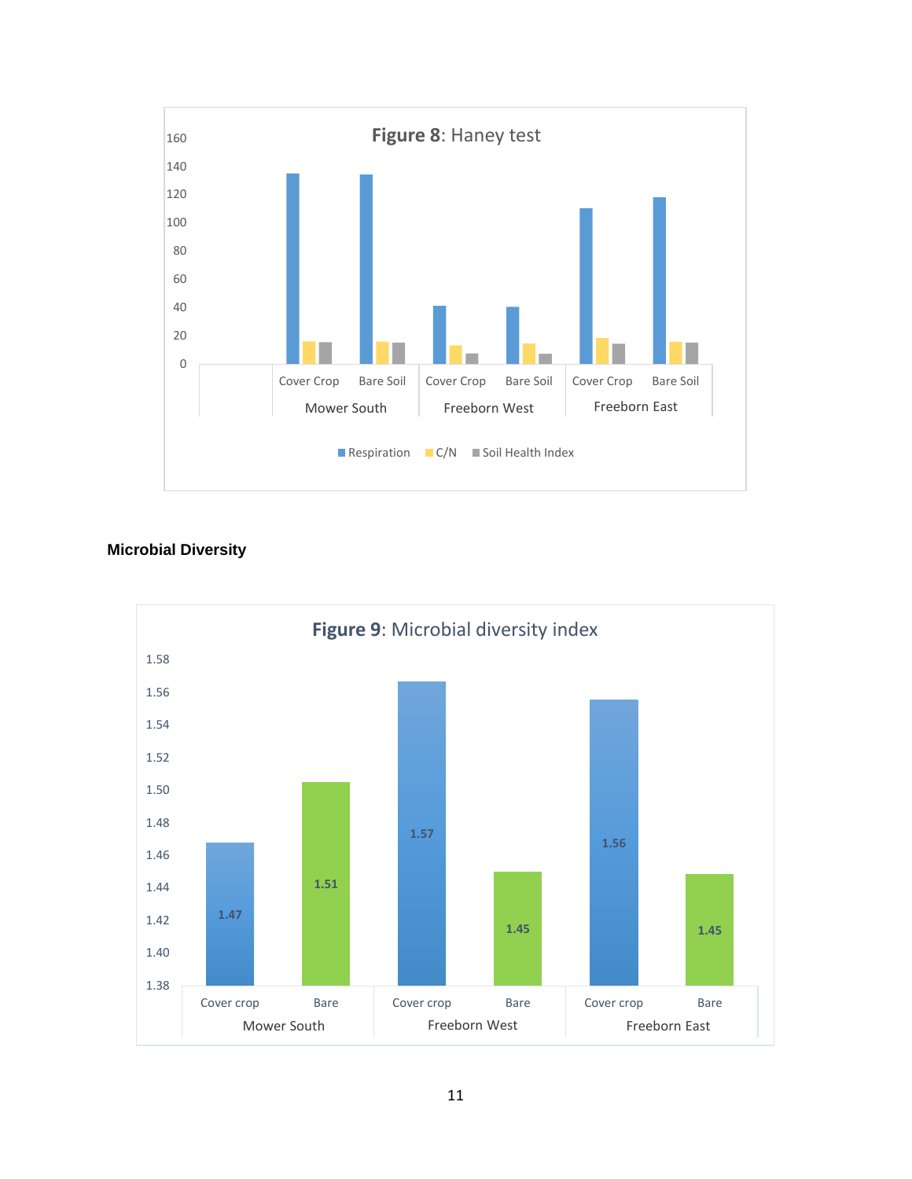**Figure 8**: Haney test

| | | Respiration | C/N | Soil Health Index |
|---|---|---|---|---|
| Mower South | Cover Crop | | | |
| Mower South | Bare Soil | | | |
| Freeborn West | Cover Crop | | | |
| Freeborn West | Bare Soil | | | |
| Freeborn East | Cover Crop | | | |
| Freeborn East | Bare Soil | | | |

## Microbial Diversity

**Figure 9**: Microbial diversity index

| Site | Treatment | Microbial diversity index |
|---|---|---|
| Mower South | Cover crop | 1.47 |
| Mower South | Bare | 1.51 |
| Freeborn West | Cover crop | 1.57 |
| Freeborn West | Bare | 1.45 |
| Freeborn East | Cover crop | 1.56 |
| Freeborn East | Bare | 1.45 |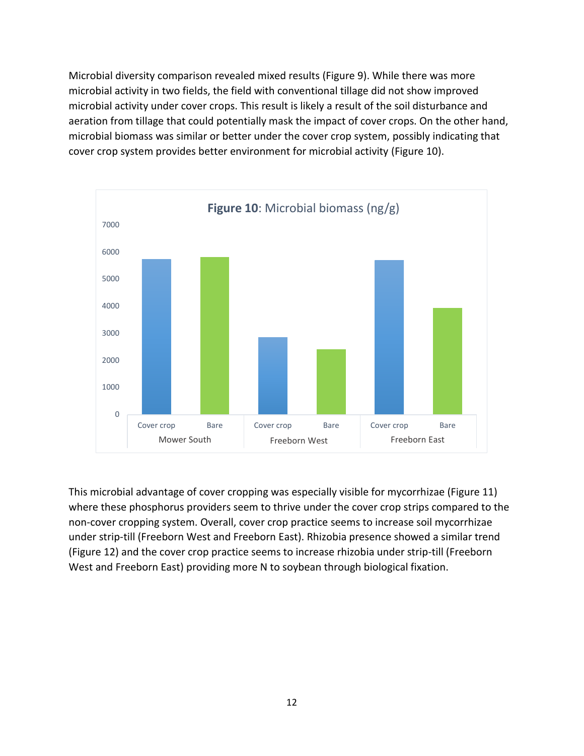Microbial diversity comparison revealed mixed results (Figure 9). While there was more microbial activity in two fields, the field with conventional tillage did not show improved microbial activity under cover crops. This result is likely a result of the soil disturbance and aeration from tillage that could potentially mask the impact of cover crops. On the other hand, microbial biomass was similar or better under the cover crop system, possibly indicating that cover crop system provides better environment for microbial activity (Figure 10).

**Figure 10**: Microbial biomass (ng/g)

This microbial advantage of cover cropping was especially visible for mycorrhizae (Figure 11) where these phosphorus providers seem to thrive under the cover crop strips compared to the non-cover cropping system. Overall, cover crop practice seems to increase soil mycorrhizae under strip-till (Freeborn West and Freeborn East). Rhizobia presence showed a similar trend (Figure 12) and the cover crop practice seems to increase rhizobia under strip-till (Freeborn West and Freeborn East) providing more N to soybean through biological fixation.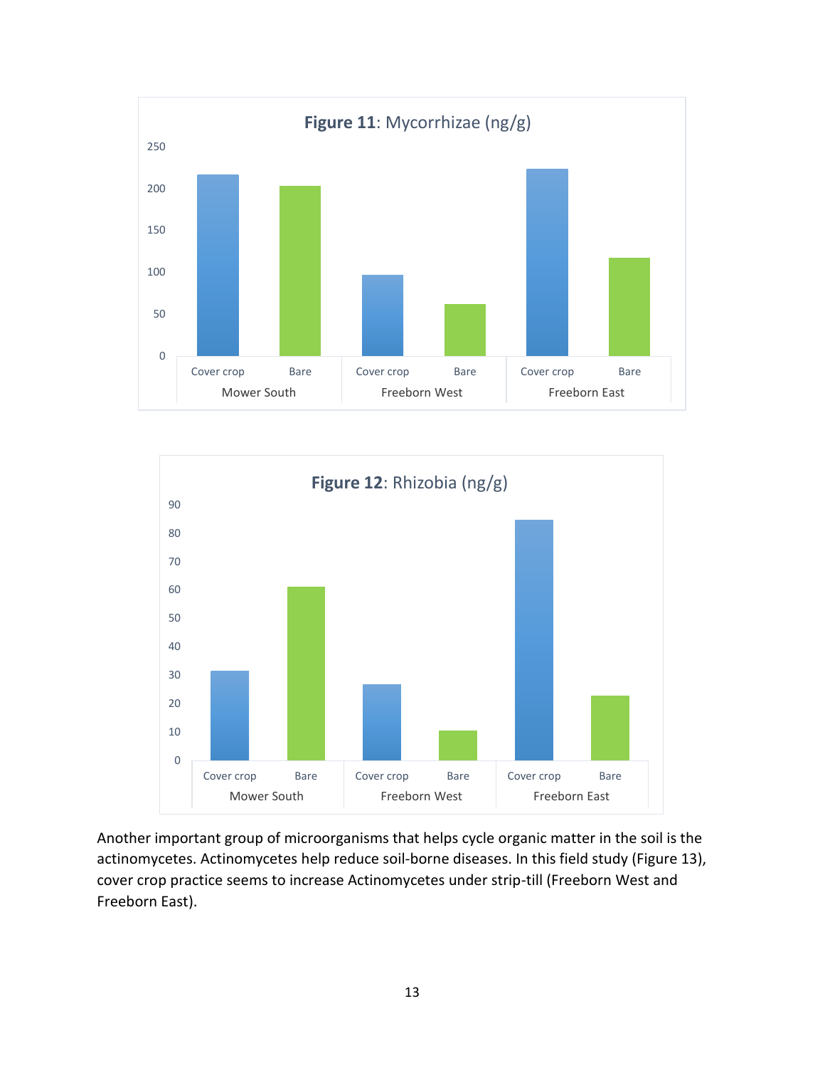**Figure 11**: Mycorrhizae (ng/g)

**Figure 12**: Rhizobia (ng/g)

Another important group of microorganisms that helps cycle organic matter in the soil is the actinomycetes. Actinomycetes help reduce soil-borne diseases. In this field study (Figure 13), cover crop practice seems to increase Actinomycetes under strip-till (Freeborn West and Freeborn East).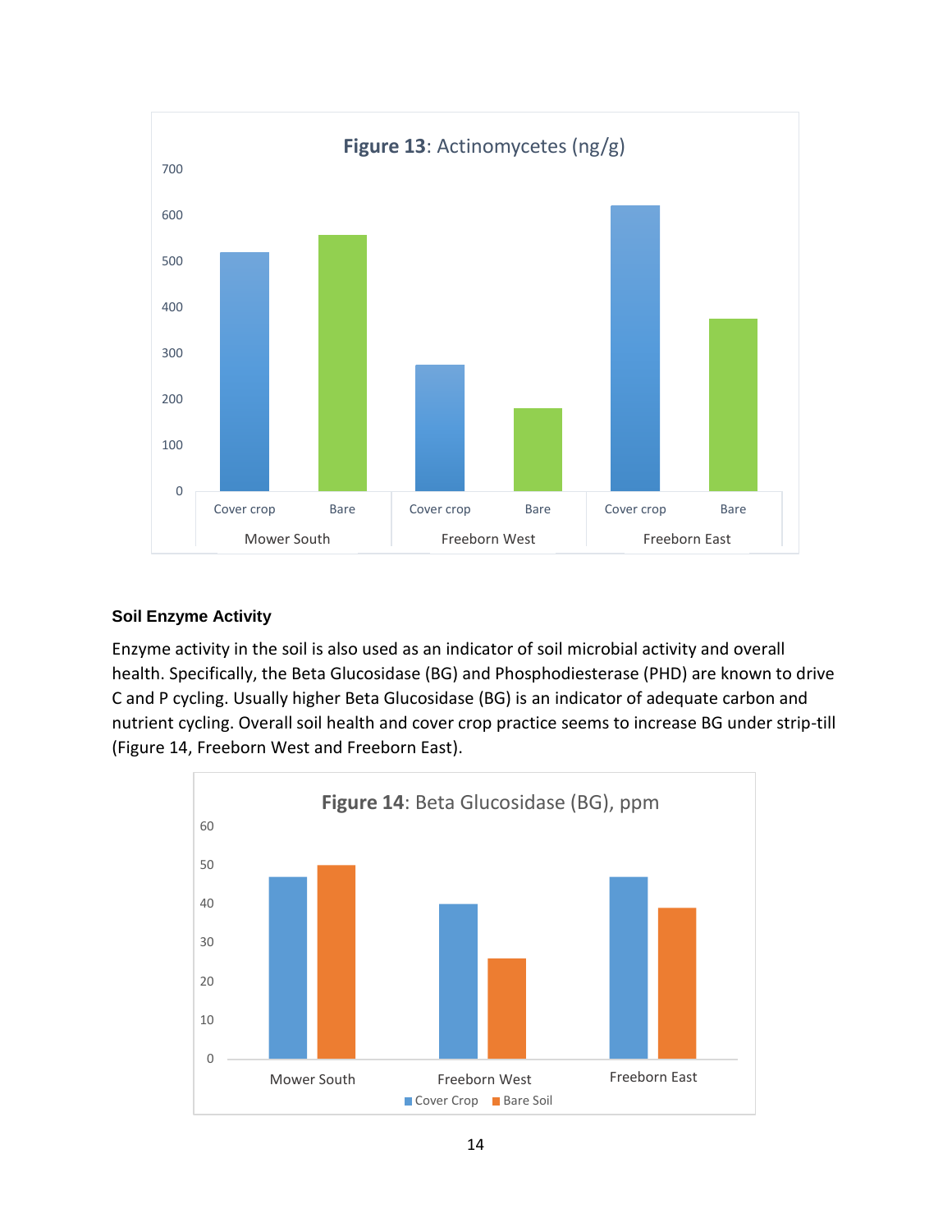**Figure 13**: Actinomycetes (ng/g)

## Soil Enzyme Activity

Enzyme activity in the soil is also used as an indicator of soil microbial activity and overall health. Specifically, the Beta Glucosidase (BG) and Phosphodiesterase (PHD) are known to drive C and P cycling. Usually higher Beta Glucosidase (BG) is an indicator of adequate carbon and nutrient cycling. Overall soil health and cover crop practice seems to increase BG under strip-till (Figure 14, Freeborn West and Freeborn East).

**Figure 14**: Beta Glucosidase (BG), ppm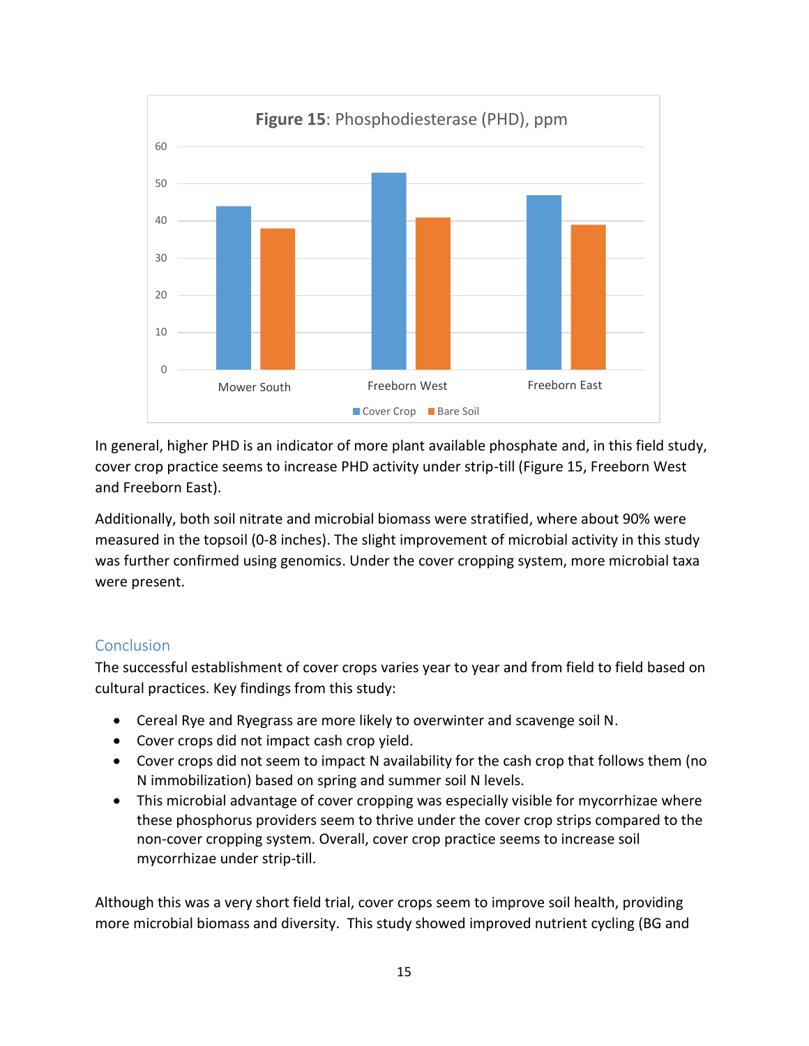**Figure 15**: Phosphodiesterase (PHD), ppm

In general, higher PHD is an indicator of more plant available phosphate and, in this field study, cover crop practice seems to increase PHD activity under strip-till (Figure 15, Freeborn West and Freeborn East).

Additionally, both soil nitrate and microbial biomass were stratified, where about 90% were measured in the topsoil (0-8 inches). The slight improvement of microbial activity in this study was further confirmed using genomics. Under the cover cropping system, more microbial taxa were present.

## Conclusion

The successful establishment of cover crops varies year to year and from field to field based on cultural practices. Key findings from this study:

- Cereal Rye and Ryegrass are more likely to overwinter and scavenge soil N.
- Cover crops did not impact cash crop yield.
- Cover crops did not seem to impact N availability for the cash crop that follows them (no N immobilization) based on spring and summer soil N levels.
- This microbial advantage of cover cropping was especially visible for mycorrhizae where these phosphorus providers seem to thrive under the cover crop strips compared to the non-cover cropping system. Overall, cover crop practice seems to increase soil mycorrhizae under strip-till.

Although this was a very short field trial, cover crops seem to improve soil health, providing more microbial biomass and diversity. This study showed improved nutrient cycling (BG and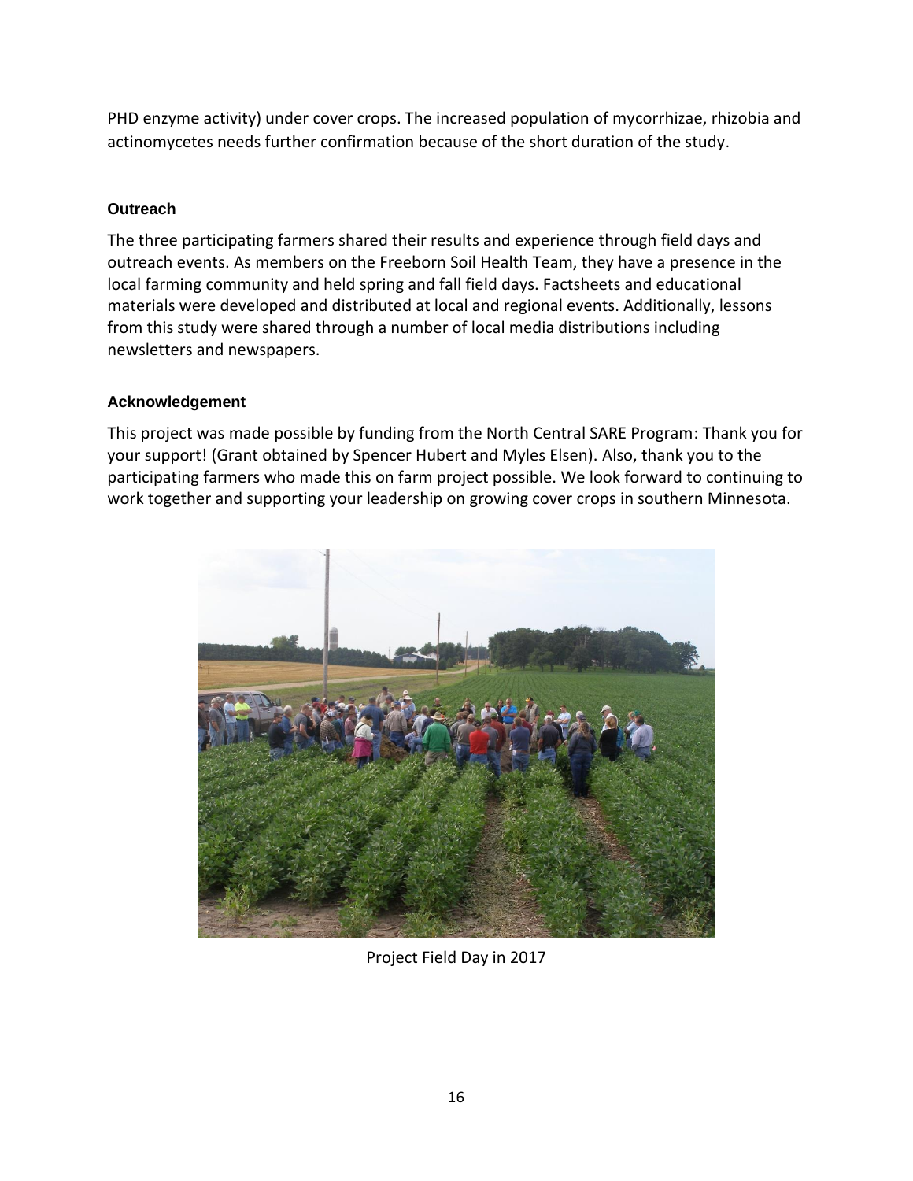PHD enzyme activity) under cover crops. The increased population of mycorrhizae, rhizobia and actinomycetes needs further confirmation because of the short duration of the study.

### Outreach

The three participating farmers shared their results and experience through field days and outreach events. As members on the Freeborn Soil Health Team, they have a presence in the local farming community and held spring and fall field days. Factsheets and educational materials were developed and distributed at local and regional events. Additionally, lessons from this study were shared through a number of local media distributions including newsletters and newspapers.

### Acknowledgement

This project was made possible by funding from the North Central SARE Program: Thank you for your support! (Grant obtained by Spencer Hubert and Myles Elsen). Also, thank you to the participating farmers who made this on farm project possible. We look forward to continuing to work together and supporting your leadership on growing cover crops in southern Minnesota.

Project Field Day in 2017